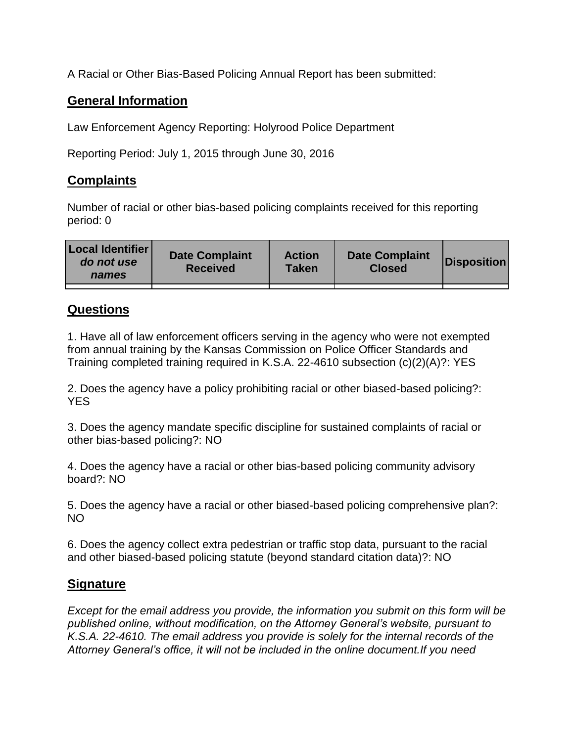A Racial or Other Bias-Based Policing Annual Report has been submitted:

## General Information

Law Enforcement Agency Reporting: Holyrood Police Department

Reporting Period: July 1, 2015 through June 30, 2016

## Complaints

Number of racial or other bias-based policing complaints received for this reporting period: 0

| **Local Identifier** ***do not use names*** | **Date Complaint Received** | **Action Taken** | **Date Complaint Closed** | **Disposition** |
|---|---|---|---|---|
| | | | | |

## Questions

1. Have all of law enforcement officers serving in the agency who were not exempted from annual training by the Kansas Commission on Police Officer Standards and Training completed training required in K.S.A. 22-4610 subsection (c)(2)(A)?: YES

2. Does the agency have a policy prohibiting racial or other biased-based policing?: YES

3. Does the agency mandate specific discipline for sustained complaints of racial or other bias-based policing?: NO

4. Does the agency have a racial or other bias-based policing community advisory board?: NO

5. Does the agency have a racial or other biased-based policing comprehensive plan?: NO

6. Does the agency collect extra pedestrian or traffic stop data, pursuant to the racial and other biased-based policing statute (beyond standard citation data)?: NO

## Signature

*Except for the email address you provide, the information you submit on this form will be published online, without modification, on the Attorney General's website, pursuant to K.S.A. 22-4610. The email address you provide is solely for the internal records of the Attorney General's office, it will not be included in the online document.If you need*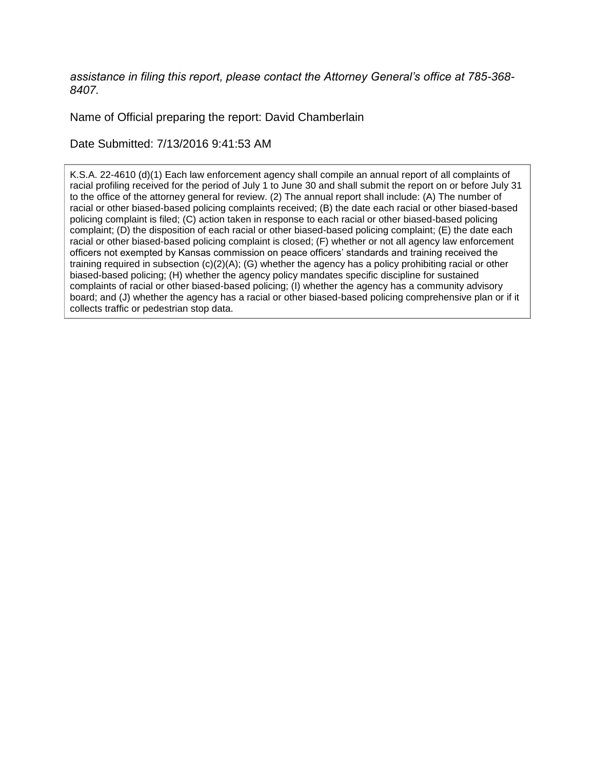*assistance in filing this report, please contact the Attorney General's office at 785-368-8407.*

Name of Official preparing the report: David Chamberlain

Date Submitted: 7/13/2016 9:41:53 AM

K.S.A. 22-4610 (d)(1) Each law enforcement agency shall compile an annual report of all complaints of racial profiling received for the period of July 1 to June 30 and shall submit the report on or before July 31 to the office of the attorney general for review. (2) The annual report shall include: (A) The number of racial or other biased-based policing complaints received; (B) the date each racial or other biased-based policing complaint is filed; (C) action taken in response to each racial or other biased-based policing complaint; (D) the disposition of each racial or other biased-based policing complaint; (E) the date each racial or other biased-based policing complaint is closed; (F) whether or not all agency law enforcement officers not exempted by Kansas commission on peace officers' standards and training received the training required in subsection (c)(2)(A); (G) whether the agency has a policy prohibiting racial or other biased-based policing; (H) whether the agency policy mandates specific discipline for sustained complaints of racial or other biased-based policing; (I) whether the agency has a community advisory board; and (J) whether the agency has a racial or other biased-based policing comprehensive plan or if it collects traffic or pedestrian stop data.